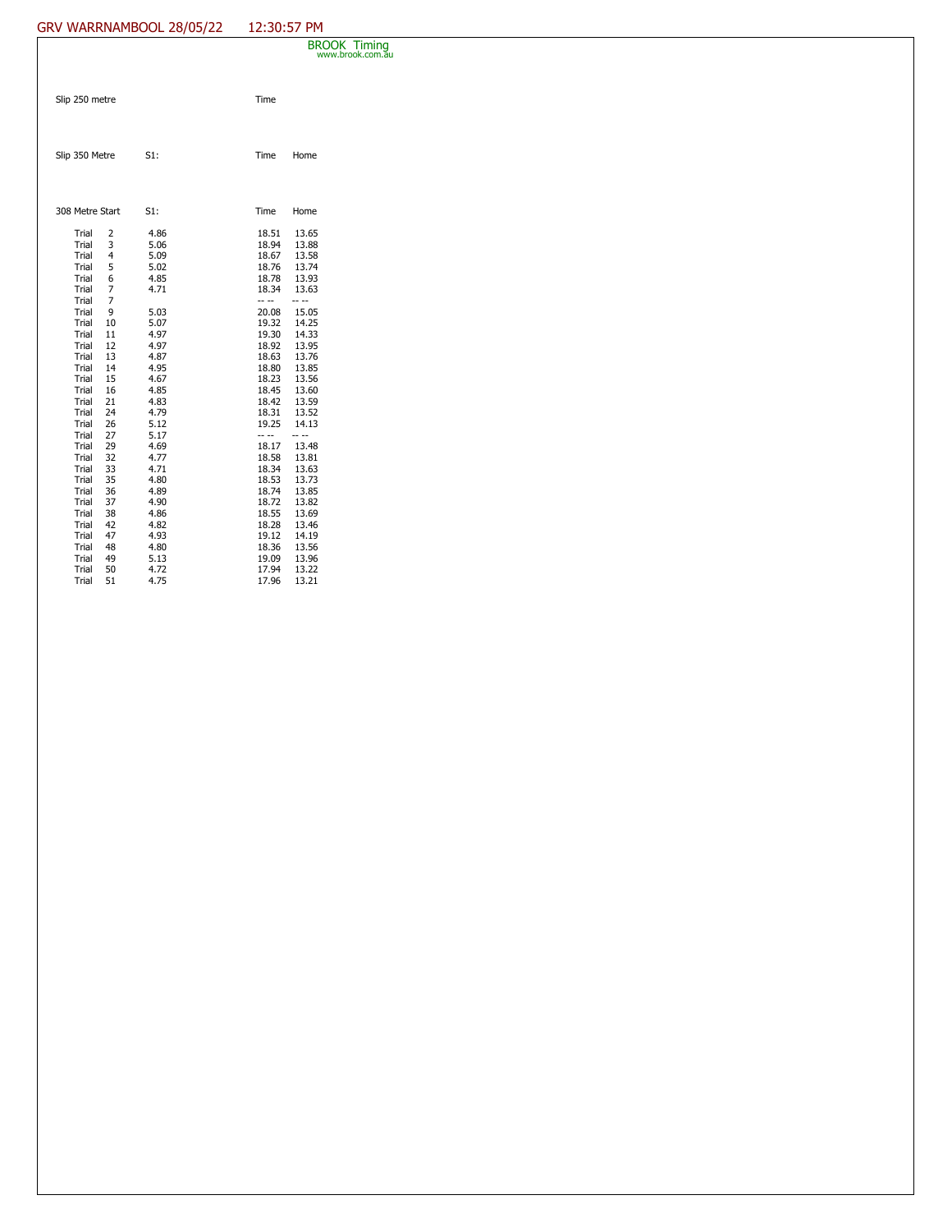GRV WARRNAMBOOL 28/05/22 12:30:57 PM

BROOK Timing
www.brook.com.au

| Slip 250 metre | | Time | |
|---|---|---|---|

| Slip 350 Metre | S1: | Time | Home |
|---|---|---|---|

| 308 Metre Start | S1: | Time | Home |
|---|---|---|---|
| Trial 2 | 4.86 | 18.51 | 13.65 |
| Trial 3 | 5.06 | 18.94 | 13.88 |
| Trial 4 | 5.09 | 18.67 | 13.58 |
| Trial 5 | 5.02 | 18.76 | 13.74 |
| Trial 6 | 4.85 | 18.78 | 13.93 |
| Trial 7 | 4.71 | 18.34 | 13.63 |
| Trial 7 | | -- -- | -- -- |
| Trial 9 | 5.03 | 20.08 | 15.05 |
| Trial 10 | 5.07 | 19.32 | 14.25 |
| Trial 11 | 4.97 | 19.30 | 14.33 |
| Trial 12 | 4.97 | 18.92 | 13.95 |
| Trial 13 | 4.87 | 18.63 | 13.76 |
| Trial 14 | 4.95 | 18.80 | 13.85 |
| Trial 15 | 4.67 | 18.23 | 13.56 |
| Trial 16 | 4.85 | 18.45 | 13.60 |
| Trial 21 | 4.83 | 18.42 | 13.59 |
| Trial 24 | 4.79 | 18.31 | 13.52 |
| Trial 26 | 5.12 | 19.25 | 14.13 |
| Trial 27 | 5.17 | -- -- | -- -- |
| Trial 29 | 4.69 | 18.17 | 13.48 |
| Trial 32 | 4.77 | 18.58 | 13.81 |
| Trial 33 | 4.71 | 18.34 | 13.63 |
| Trial 35 | 4.80 | 18.53 | 13.73 |
| Trial 36 | 4.89 | 18.74 | 13.85 |
| Trial 37 | 4.90 | 18.72 | 13.82 |
| Trial 38 | 4.86 | 18.55 | 13.69 |
| Trial 42 | 4.82 | 18.28 | 13.46 |
| Trial 47 | 4.93 | 19.12 | 14.19 |
| Trial 48 | 4.80 | 18.36 | 13.56 |
| Trial 49 | 5.13 | 19.09 | 13.96 |
| Trial 50 | 4.72 | 17.94 | 13.22 |
| Trial 51 | 4.75 | 17.96 | 13.21 |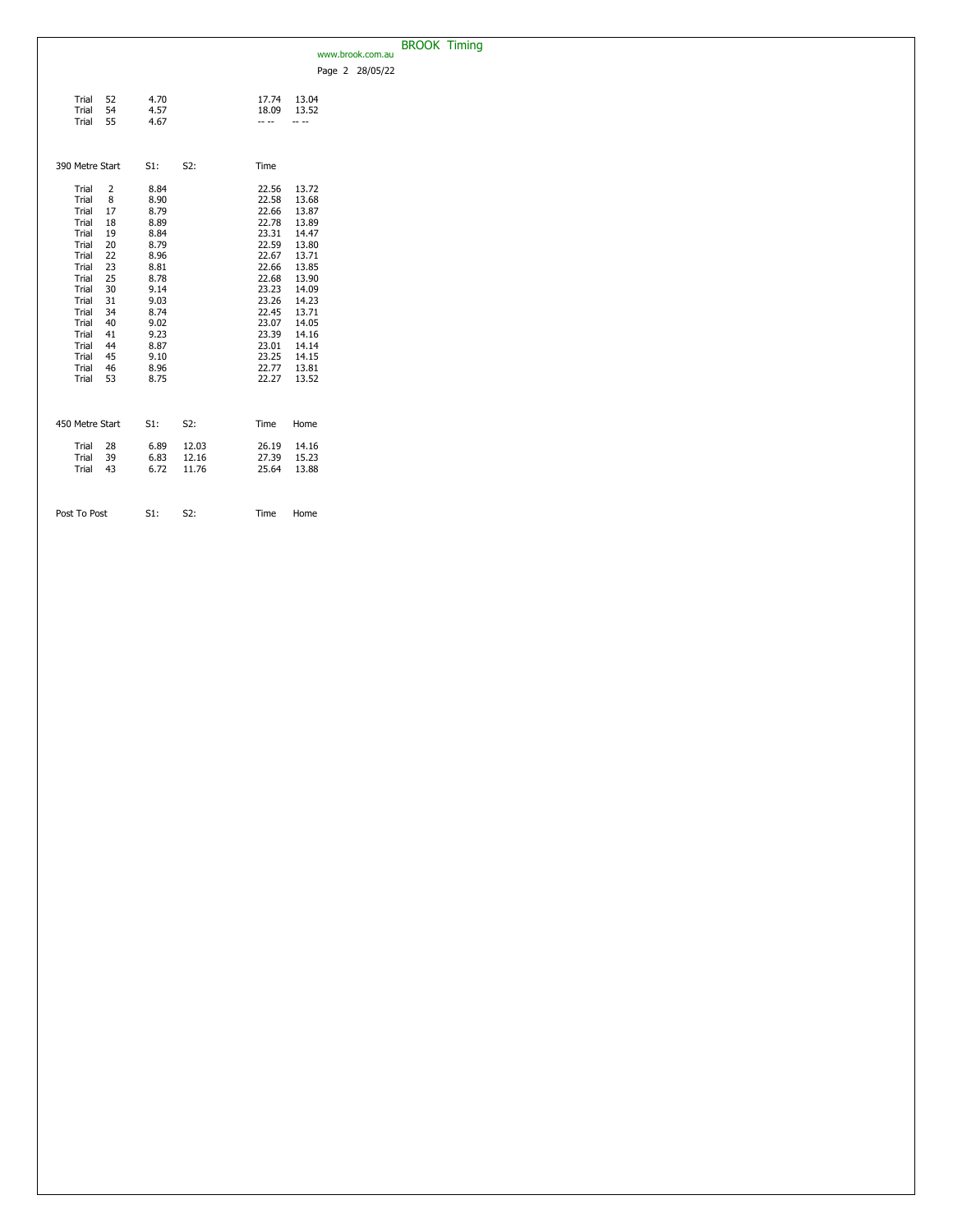| | S1: | S2: | Time | |
|---|---|---|---|---|
| Trial 52 | 4.70 | | 17.74 | 13.04 |
| Trial 54 | 4.57 | | 18.09 | 13.52 |
| Trial 55 | 4.67 | | -- -- | -- -- |

| 390 Metre Start | S1: | S2: | Time | |
|---|---|---|---|---|
| Trial 2 | 8.84 | | 22.56 | 13.72 |
| Trial 8 | 8.90 | | 22.58 | 13.68 |
| Trial 17 | 8.79 | | 22.66 | 13.87 |
| Trial 18 | 8.89 | | 22.78 | 13.89 |
| Trial 19 | 8.84 | | 23.31 | 14.47 |
| Trial 20 | 8.79 | | 22.59 | 13.80 |
| Trial 22 | 8.96 | | 22.67 | 13.71 |
| Trial 23 | 8.81 | | 22.66 | 13.85 |
| Trial 25 | 8.78 | | 22.68 | 13.90 |
| Trial 30 | 9.14 | | 23.23 | 14.09 |
| Trial 31 | 9.03 | | 23.26 | 14.23 |
| Trial 34 | 8.74 | | 22.45 | 13.71 |
| Trial 40 | 9.02 | | 23.07 | 14.05 |
| Trial 41 | 9.23 | | 23.39 | 14.16 |
| Trial 44 | 8.87 | | 23.01 | 14.14 |
| Trial 45 | 9.10 | | 23.25 | 14.15 |
| Trial 46 | 8.96 | | 22.77 | 13.81 |
| Trial 53 | 8.75 | | 22.27 | 13.52 |

| 450 Metre Start | S1: | S2: | Time | Home |
|---|---|---|---|---|
| Trial 28 | 6.89 | 12.03 | 26.19 | 14.16 |
| Trial 39 | 6.83 | 12.16 | 27.39 | 15.23 |
| Trial 43 | 6.72 | 11.76 | 25.64 | 13.88 |

| Post To Post | S1: | S2: | Time | Home |
|---|---|---|---|---|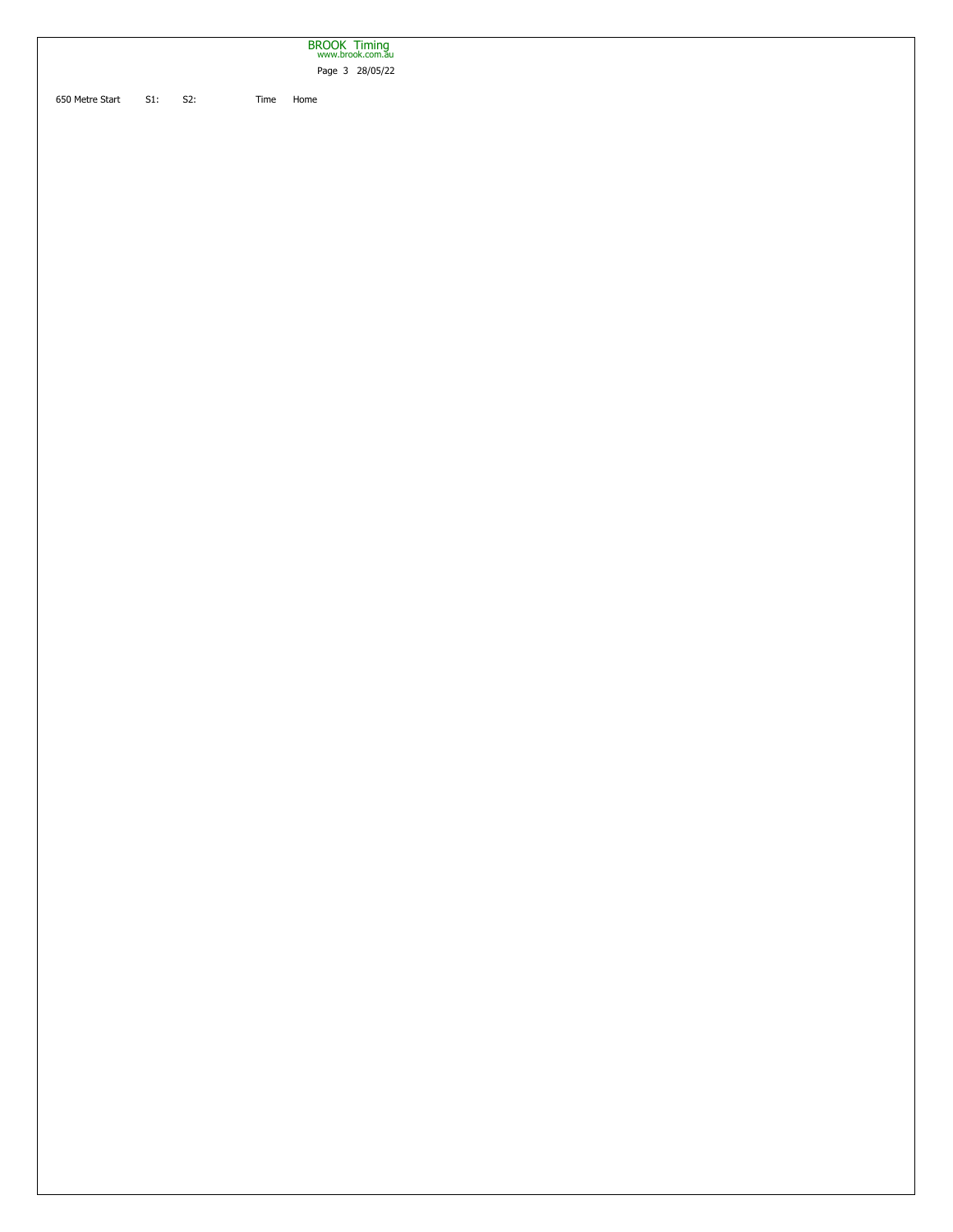650 Metre Start S1: S2: Time Home